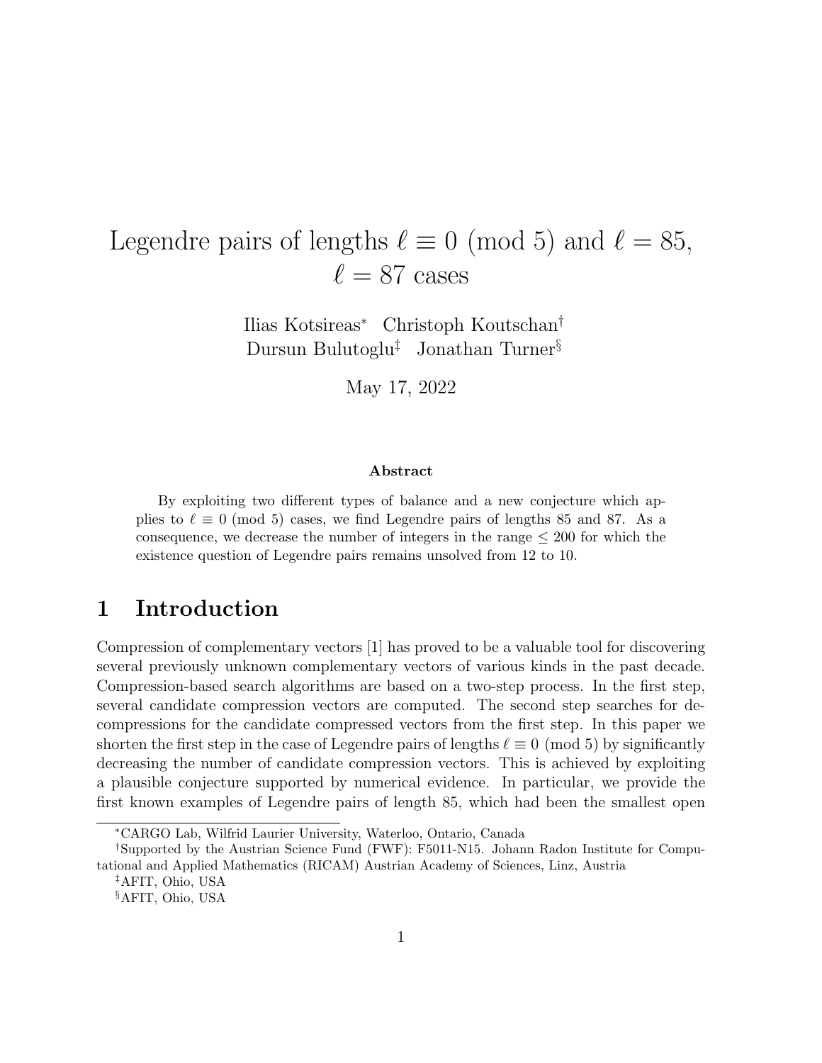# Legendre pairs of lengths $\ell \equiv 0 \pmod 5$ and $\ell = 85$, $\ell = 87$ cases

Ilias Kotsireas[*] Christoph Koutschan[†]
Dursun Bulutoglu[‡] Jonathan Turner[§]

May 17, 2022

**Abstract**

By exploiting two different types of balance and a new conjecture which applies to $\ell \equiv 0 \pmod 5$ cases, we find Legendre pairs of lengths 85 and 87. As a consequence, we decrease the number of integers in the range $\leq 200$ for which the existence question of Legendre pairs remains unsolved from 12 to 10.

## 1 Introduction

Compression of complementary vectors [1] has proved to be a valuable tool for discovering several previously unknown complementary vectors of various kinds in the past decade. Compression-based search algorithms are based on a two-step process. In the first step, several candidate compression vectors are computed. The second step searches for decompressions for the candidate compressed vectors from the first step. In this paper we shorten the first step in the case of Legendre pairs of lengths $\ell \equiv 0 \pmod 5$ by significantly decreasing the number of candidate compression vectors. This is achieved by exploiting a plausible conjecture supported by numerical evidence. In particular, we provide the first known examples of Legendre pairs of length 85, which had been the smallest open

---

[*] CARGO Lab, Wilfrid Laurier University, Waterloo, Ontario, Canada

[†] Supported by the Austrian Science Fund (FWF): F5011-N15. Johann Radon Institute for Computational and Applied Mathematics (RICAM) Austrian Academy of Sciences, Linz, Austria

[‡] AFIT, Ohio, USA

[§] AFIT, Ohio, USA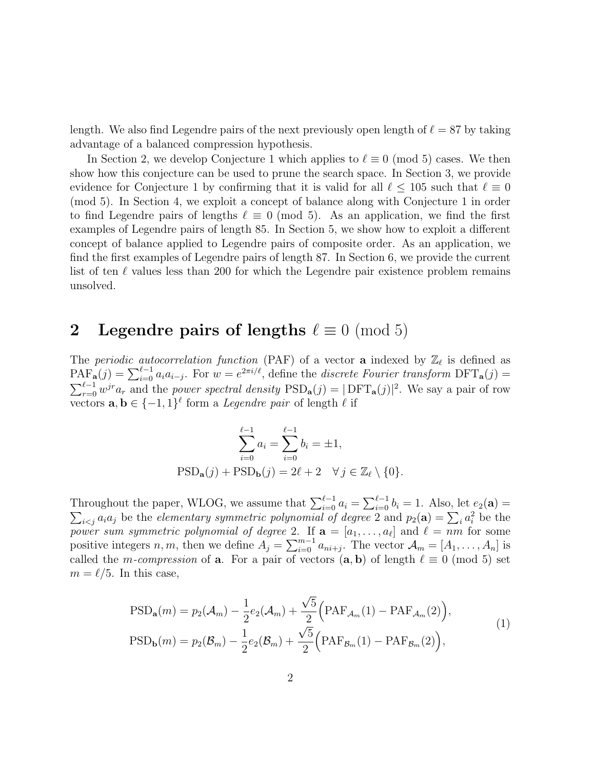length. We also find Legendre pairs of the next previously open length of $\ell = 87$ by taking advantage of a balanced compression hypothesis.

In Section 2, we develop Conjecture 1 which applies to $\ell \equiv 0 \pmod 5$ cases. We then show how this conjecture can be used to prune the search space. In Section 3, we provide evidence for Conjecture 1 by confirming that it is valid for all $\ell \leq 105$ such that $\ell \equiv 0 \pmod 5$. In Section 4, we exploit a concept of balance along with Conjecture 1 in order to find Legendre pairs of lengths $\ell \equiv 0 \pmod 5$. As an application, we find the first examples of Legendre pairs of length 85. In Section 5, we show how to exploit a different concept of balance applied to Legendre pairs of composite order. As an application, we find the first examples of Legendre pairs of length 87. In Section 6, we provide the current list of ten $\ell$ values less than 200 for which the Legendre pair existence problem remains unsolved.

## 2 Legendre pairs of lengths $\ell \equiv 0 \pmod 5$

The *periodic autocorrelation function* (PAF) of a vector $\mathbf{a}$ indexed by $\mathbb{Z}_\ell$ is defined as $\mathrm{PAF}_{\mathbf{a}}(j) = \sum_{i=0}^{\ell-1} a_i a_{i-j}$. For $w = e^{2\pi i/\ell}$, define the *discrete Fourier transform* $\mathrm{DFT}_{\mathbf{a}}(j) = \sum_{r=0}^{\ell-1} w^{jr} a_r$ and the *power spectral density* $\mathrm{PSD}_{\mathbf{a}}(j) = |\,\mathrm{DFT}_{\mathbf{a}}(j)|^2$. We say a pair of row vectors $\mathbf{a}, \mathbf{b} \in \{-1, 1\}^\ell$ form a *Legendre pair* of length $\ell$ if

$$
\sum_{i=0}^{\ell-1} a_i = \sum_{i=0}^{\ell-1} b_i = \pm 1,
$$
$$
\mathrm{PSD}_{\mathbf{a}}(j) + \mathrm{PSD}_{\mathbf{b}}(j) = 2\ell + 2 \quad \forall\, j \in \mathbb{Z}_\ell \setminus \{0\}.
$$

Throughout the paper, WLOG, we assume that $\sum_{i=0}^{\ell-1} a_i = \sum_{i=0}^{\ell-1} b_i = 1$. Also, let $e_2(\mathbf{a}) = \sum_{i<j} a_i a_j$ be the *elementary symmetric polynomial of degree* 2 and $p_2(\mathbf{a}) = \sum_i a_i^2$ be the *power sum symmetric polynomial of degree* 2. If $\mathbf{a} = [a_1, \ldots, a_\ell]$ and $\ell = nm$ for some positive integers $n, m$, then we define $A_j = \sum_{i=0}^{m-1} a_{ni+j}$. The vector $\mathcal{A}_m = [A_1, \ldots, A_n]$ is called the *m-compression* of $\mathbf{a}$. For a pair of vectors $(\mathbf{a}, \mathbf{b})$ of length $\ell \equiv 0 \pmod 5$ set $m = \ell/5$. In this case,

$$
\begin{aligned}
\mathrm{PSD}_{\mathbf{a}}(m) &= p_2(\mathcal{A}_m) - \frac{1}{2} e_2(\mathcal{A}_m) + \frac{\sqrt{5}}{2}\Big(\mathrm{PAF}_{\mathcal{A}_m}(1) - \mathrm{PAF}_{\mathcal{A}_m}(2)\Big), \\
\mathrm{PSD}_{\mathbf{b}}(m) &= p_2(\mathcal{B}_m) - \frac{1}{2} e_2(\mathcal{B}_m) + \frac{\sqrt{5}}{2}\Big(\mathrm{PAF}_{\mathcal{B}_m}(1) - \mathrm{PAF}_{\mathcal{B}_m}(2)\Big),
\end{aligned}
\tag{1}
$$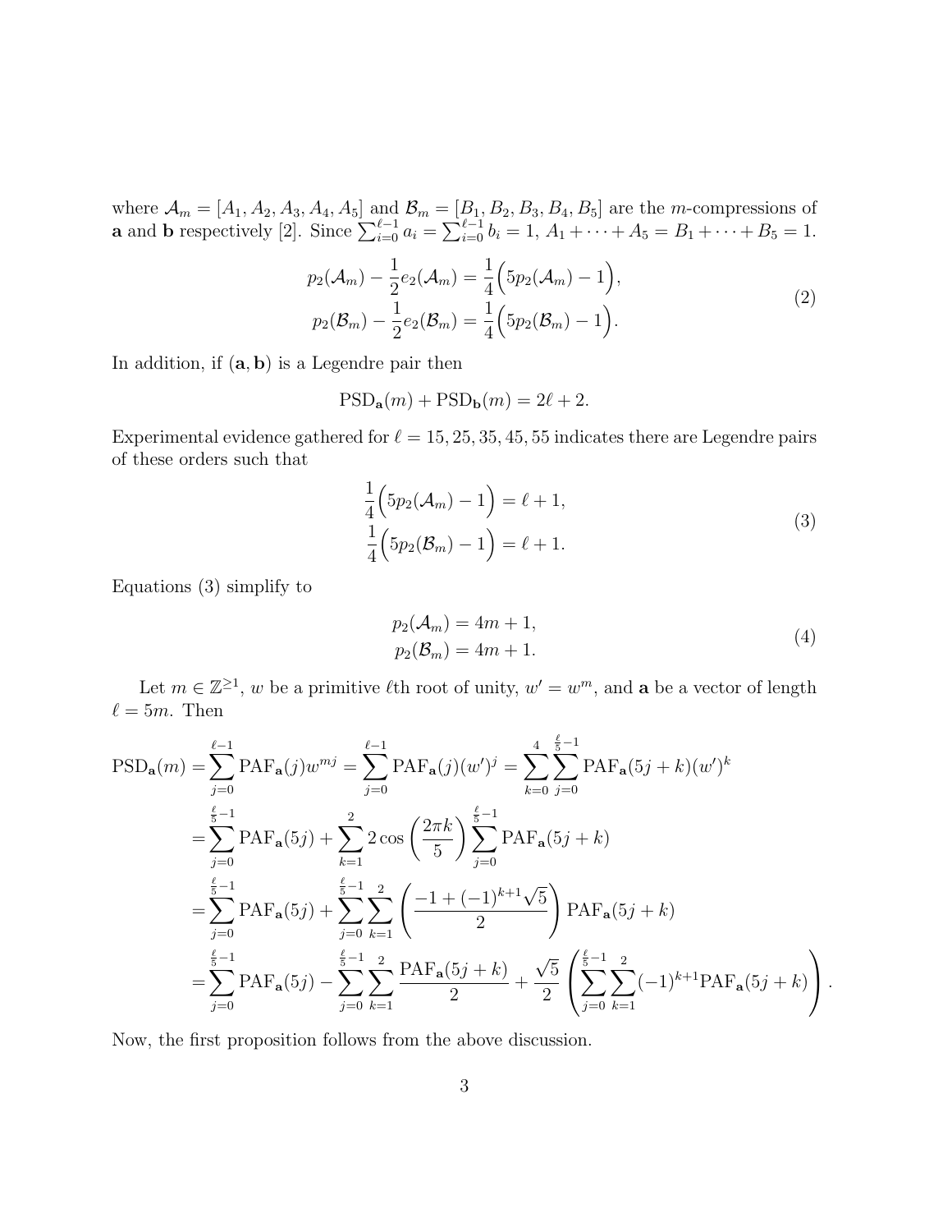where $\mathcal{A}_m = [A_1, A_2, A_3, A_4, A_5]$ and $\mathcal{B}_m = [B_1, B_2, B_3, B_4, B_5]$ are the $m$-compressions of $\mathbf{a}$ and $\mathbf{b}$ respectively [2]. Since $\sum_{i=0}^{\ell-1} a_i = \sum_{i=0}^{\ell-1} b_i = 1$, $A_1 + \cdots + A_5 = B_1 + \cdots + B_5 = 1$.

$$
\begin{aligned}
p_2(\mathcal{A}_m) - \frac{1}{2}e_2(\mathcal{A}_m) &= \frac{1}{4}\Big(5p_2(\mathcal{A}_m) - 1\Big), \\
p_2(\mathcal{B}_m) - \frac{1}{2}e_2(\mathcal{B}_m) &= \frac{1}{4}\Big(5p_2(\mathcal{B}_m) - 1\Big).
\end{aligned} \tag{2}
$$

In addition, if $(\mathbf{a}, \mathbf{b})$ is a Legendre pair then

$$
\mathrm{PSD}_{\mathbf{a}}(m) + \mathrm{PSD}_{\mathbf{b}}(m) = 2\ell + 2.
$$

Experimental evidence gathered for $\ell = 15, 25, 35, 45, 55$ indicates there are Legendre pairs of these orders such that

$$
\begin{aligned}
\frac{1}{4}\Big(5p_2(\mathcal{A}_m) - 1\Big) &= \ell + 1, \\
\frac{1}{4}\Big(5p_2(\mathcal{B}_m) - 1\Big) &= \ell + 1.
\end{aligned} \tag{3}
$$

Equations (3) simplify to

$$
\begin{aligned}
p_2(\mathcal{A}_m) &= 4m + 1, \\
p_2(\mathcal{B}_m) &= 4m + 1.
\end{aligned} \tag{4}
$$

Let $m \in \mathbb{Z}^{\geq 1}$, $w$ be a primitive $\ell$th root of unity, $w' = w^m$, and $\mathbf{a}$ be a vector of length $\ell = 5m$. Then

$$
\begin{aligned}
\mathrm{PSD}_{\mathbf{a}}(m) &= \sum_{j=0}^{\ell-1} \mathrm{PAF}_{\mathbf{a}}(j) w^{mj} = \sum_{j=0}^{\ell-1} \mathrm{PAF}_{\mathbf{a}}(j)(w')^j = \sum_{k=0}^{4} \sum_{j=0}^{\frac{\ell}{5}-1} \mathrm{PAF}_{\mathbf{a}}(5j+k)(w')^k \\
&= \sum_{j=0}^{\frac{\ell}{5}-1} \mathrm{PAF}_{\mathbf{a}}(5j) + \sum_{k=1}^{2} 2\cos\left(\frac{2\pi k}{5}\right) \sum_{j=0}^{\frac{\ell}{5}-1} \mathrm{PAF}_{\mathbf{a}}(5j+k) \\
&= \sum_{j=0}^{\frac{\ell}{5}-1} \mathrm{PAF}_{\mathbf{a}}(5j) + \sum_{j=0}^{\frac{\ell}{5}-1} \sum_{k=1}^{2} \left(\frac{-1 + (-1)^{k+1}\sqrt{5}}{2}\right) \mathrm{PAF}_{\mathbf{a}}(5j+k) \\
&= \sum_{j=0}^{\frac{\ell}{5}-1} \mathrm{PAF}_{\mathbf{a}}(5j) - \sum_{j=0}^{\frac{\ell}{5}-1} \sum_{k=1}^{2} \frac{\mathrm{PAF}_{\mathbf{a}}(5j+k)}{2} + \frac{\sqrt{5}}{2}\left(\sum_{j=0}^{\frac{\ell}{5}-1} \sum_{k=1}^{2} (-1)^{k+1} \mathrm{PAF}_{\mathbf{a}}(5j+k)\right).
\end{aligned}
$$

Now, the first proposition follows from the above discussion.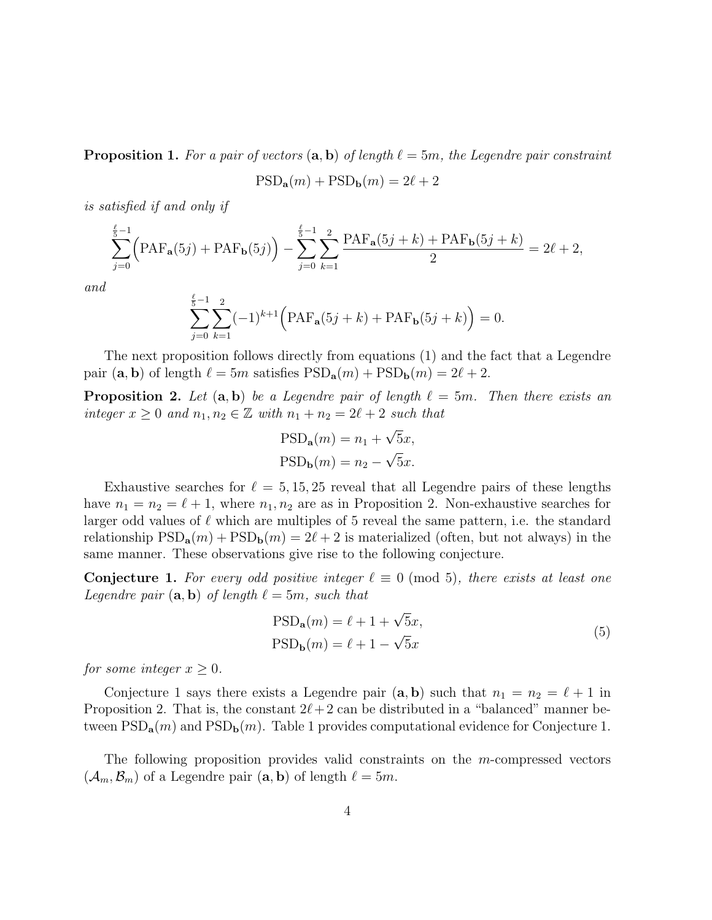**Proposition 1.** *For a pair of vectors* $(\mathbf{a}, \mathbf{b})$ *of length* $\ell = 5m$*, the Legendre pair constraint*

$$\mathrm{PSD}_{\mathbf{a}}(m) + \mathrm{PSD}_{\mathbf{b}}(m) = 2\ell + 2$$

*is satisfied if and only if*

$$\sum_{j=0}^{\frac{\ell}{5}-1} \Big( \mathrm{PAF}_{\mathbf{a}}(5j) + \mathrm{PAF}_{\mathbf{b}}(5j) \Big) - \sum_{j=0}^{\frac{\ell}{5}-1} \sum_{k=1}^{2} \frac{\mathrm{PAF}_{\mathbf{a}}(5j+k) + \mathrm{PAF}_{\mathbf{b}}(5j+k)}{2} = 2\ell + 2,$$

*and*

$$\sum_{j=0}^{\frac{\ell}{5}-1} \sum_{k=1}^{2} (-1)^{k+1} \Big( \mathrm{PAF}_{\mathbf{a}}(5j+k) + \mathrm{PAF}_{\mathbf{b}}(5j+k) \Big) = 0.$$

The next proposition follows directly from equations (1) and the fact that a Legendre pair $(\mathbf{a}, \mathbf{b})$ of length $\ell = 5m$ satisfies $\mathrm{PSD}_{\mathbf{a}}(m) + \mathrm{PSD}_{\mathbf{b}}(m) = 2\ell + 2$.

**Proposition 2.** *Let* $(\mathbf{a}, \mathbf{b})$ *be a Legendre pair of length* $\ell = 5m$*. Then there exists an integer* $x \geq 0$ *and* $n_1, n_2 \in \mathbb{Z}$ *with* $n_1 + n_2 = 2\ell + 2$ *such that*

$$\mathrm{PSD}_{\mathbf{a}}(m) = n_1 + \sqrt{5}x,$$
$$\mathrm{PSD}_{\mathbf{b}}(m) = n_2 - \sqrt{5}x.$$

Exhaustive searches for $\ell = 5, 15, 25$ reveal that all Legendre pairs of these lengths have $n_1 = n_2 = \ell + 1$, where $n_1, n_2$ are as in Proposition 2. Non-exhaustive searches for larger odd values of $\ell$ which are multiples of 5 reveal the same pattern, i.e. the standard relationship $\mathrm{PSD}_{\mathbf{a}}(m) + \mathrm{PSD}_{\mathbf{b}}(m) = 2\ell + 2$ is materialized (often, but not always) in the same manner. These observations give rise to the following conjecture.

**Conjecture 1.** *For every odd positive integer* $\ell \equiv 0 \pmod 5$*, there exists at least one Legendre pair* $(\mathbf{a}, \mathbf{b})$ *of length* $\ell = 5m$*, such that*

$$\begin{aligned} \mathrm{PSD}_{\mathbf{a}}(m) &= \ell + 1 + \sqrt{5}x, \\ \mathrm{PSD}_{\mathbf{b}}(m) &= \ell + 1 - \sqrt{5}x \end{aligned} \tag{5}$$

*for some integer* $x \geq 0$.

Conjecture 1 says there exists a Legendre pair $(\mathbf{a}, \mathbf{b})$ such that $n_1 = n_2 = \ell + 1$ in Proposition 2. That is, the constant $2\ell + 2$ can be distributed in a "balanced" manner between $\mathrm{PSD}_{\mathbf{a}}(m)$ and $\mathrm{PSD}_{\mathbf{b}}(m)$. Table 1 provides computational evidence for Conjecture 1.

The following proposition provides valid constraints on the $m$-compressed vectors $(\mathcal{A}_m, \mathcal{B}_m)$ of a Legendre pair $(\mathbf{a}, \mathbf{b})$ of length $\ell = 5m$.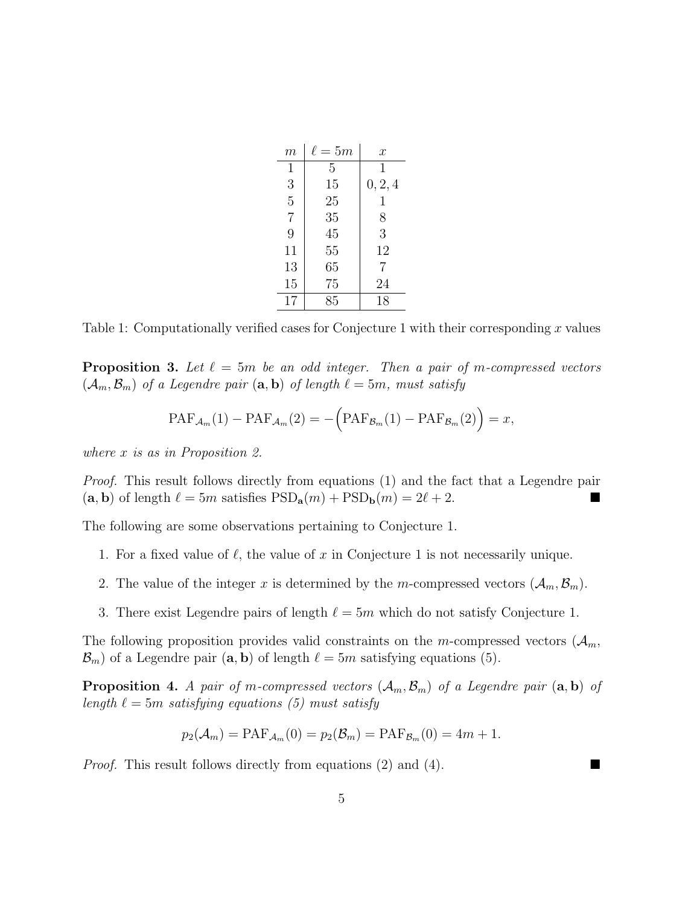| $m$ | $\ell = 5m$ | $x$ |
|---|---|---|
| 1 | 5 | 1 |
| 3 | 15 | 0, 2, 4 |
| 5 | 25 | 1 |
| 7 | 35 | 8 |
| 9 | 45 | 3 |
| 11 | 55 | 12 |
| 13 | 65 | 7 |
| 15 | 75 | 24 |
| 17 | 85 | 18 |

Table 1: Computationally verified cases for Conjecture 1 with their corresponding $x$ values

**Proposition 3.** *Let $\ell = 5m$ be an odd integer. Then a pair of $m$-compressed vectors $(\mathcal{A}_m, \mathcal{B}_m)$ of a Legendre pair $(\mathbf{a}, \mathbf{b})$ of length $\ell = 5m$, must satisfy*

$$\mathrm{PAF}_{\mathcal{A}_m}(1) - \mathrm{PAF}_{\mathcal{A}_m}(2) = -\Big(\mathrm{PAF}_{\mathcal{B}_m}(1) - \mathrm{PAF}_{\mathcal{B}_m}(2)\Big) = x,$$

*where $x$ is as in Proposition 2.*

*Proof.* This result follows directly from equations (1) and the fact that a Legendre pair $(\mathbf{a}, \mathbf{b})$ of length $\ell = 5m$ satisfies $\mathrm{PSD}_{\mathbf{a}}(m) + \mathrm{PSD}_{\mathbf{b}}(m) = 2\ell + 2$. ∎

The following are some observations pertaining to Conjecture 1.

1. For a fixed value of $\ell$, the value of $x$ in Conjecture 1 is not necessarily unique.
2. The value of the integer $x$ is determined by the $m$-compressed vectors $(\mathcal{A}_m, \mathcal{B}_m)$.
3. There exist Legendre pairs of length $\ell = 5m$ which do not satisfy Conjecture 1.

The following proposition provides valid constraints on the $m$-compressed vectors $(\mathcal{A}_m, \mathcal{B}_m)$ of a Legendre pair $(\mathbf{a}, \mathbf{b})$ of length $\ell = 5m$ satisfying equations (5).

**Proposition 4.** *A pair of $m$-compressed vectors $(\mathcal{A}_m, \mathcal{B}_m)$ of a Legendre pair $(\mathbf{a}, \mathbf{b})$ of length $\ell = 5m$ satisfying equations (5) must satisfy*

$$p_2(\mathcal{A}_m) = \mathrm{PAF}_{\mathcal{A}_m}(0) = p_2(\mathcal{B}_m) = \mathrm{PAF}_{\mathcal{B}_m}(0) = 4m + 1.$$

*Proof.* This result follows directly from equations (2) and (4). ∎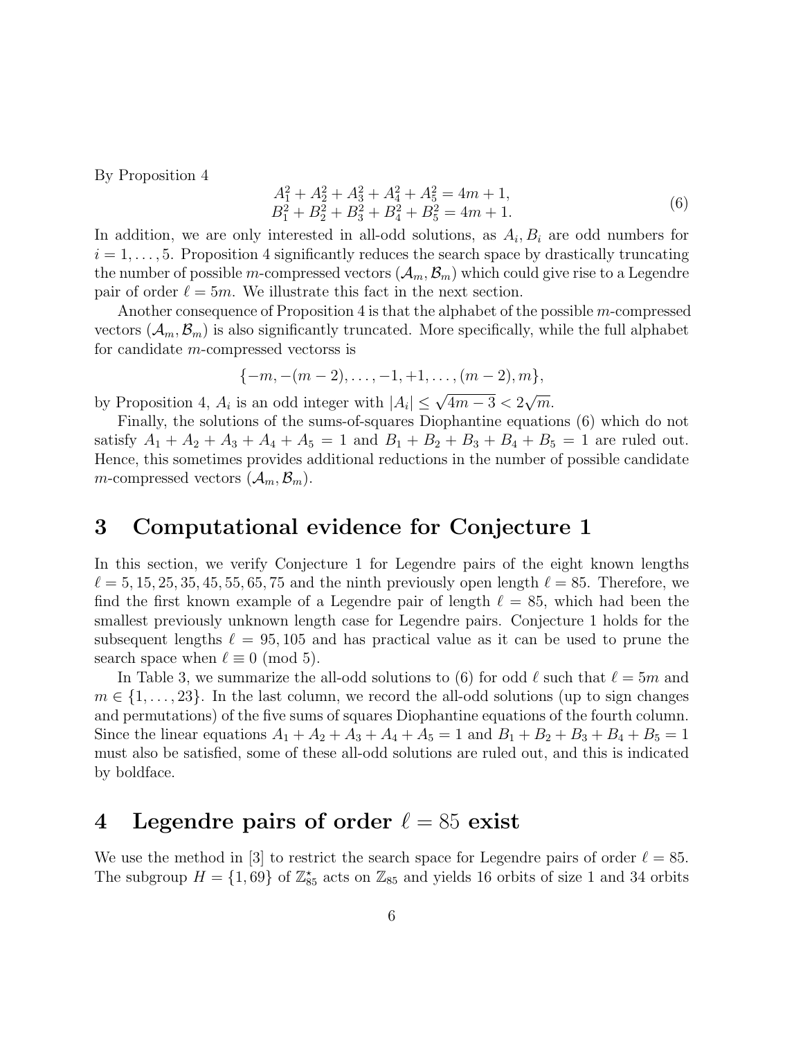By Proposition 4

$$
\begin{aligned}
A_1^2 + A_2^2 + A_3^2 + A_4^2 + A_5^2 &= 4m + 1, \\
B_1^2 + B_2^2 + B_3^2 + B_4^2 + B_5^2 &= 4m + 1.
\end{aligned} \tag{6}
$$

In addition, we are only interested in all-odd solutions, as $A_i, B_i$ are odd numbers for $i = 1, \ldots, 5$. Proposition 4 significantly reduces the search space by drastically truncating the number of possible $m$-compressed vectors $(\mathcal{A}_m, \mathcal{B}_m)$ which could give rise to a Legendre pair of order $\ell = 5m$. We illustrate this fact in the next section.

Another consequence of Proposition 4 is that the alphabet of the possible $m$-compressed vectors $(\mathcal{A}_m, \mathcal{B}_m)$ is also significantly truncated. More specifically, while the full alphabet for candidate $m$-compressed vectorss is

$$
\{-m, -(m-2), \ldots, -1, +1, \ldots, (m-2), m\},
$$

by Proposition 4, $A_i$ is an odd integer with $|A_i| \leq \sqrt{4m-3} < 2\sqrt{m}$.

Finally, the solutions of the sums-of-squares Diophantine equations (6) which do not satisfy $A_1 + A_2 + A_3 + A_4 + A_5 = 1$ and $B_1 + B_2 + B_3 + B_4 + B_5 = 1$ are ruled out. Hence, this sometimes provides additional reductions in the number of possible candidate $m$-compressed vectors $(\mathcal{A}_m, \mathcal{B}_m)$.

## 3 Computational evidence for Conjecture 1

In this section, we verify Conjecture 1 for Legendre pairs of the eight known lengths $\ell = 5, 15, 25, 35, 45, 55, 65, 75$ and the ninth previously open length $\ell = 85$. Therefore, we find the first known example of a Legendre pair of length $\ell = 85$, which had been the smallest previously unknown length case for Legendre pairs. Conjecture 1 holds for the subsequent lengths $\ell = 95, 105$ and has practical value as it can be used to prune the search space when $\ell \equiv 0 \pmod 5$.

In Table 3, we summarize the all-odd solutions to (6) for odd $\ell$ such that $\ell = 5m$ and $m \in \{1, \ldots, 23\}$. In the last column, we record the all-odd solutions (up to sign changes and permutations) of the five sums of squares Diophantine equations of the fourth column. Since the linear equations $A_1 + A_2 + A_3 + A_4 + A_5 = 1$ and $B_1 + B_2 + B_3 + B_4 + B_5 = 1$ must also be satisfied, some of these all-odd solutions are ruled out, and this is indicated by boldface.

## 4 Legendre pairs of order $\ell = 85$ exist

We use the method in [3] to restrict the search space for Legendre pairs of order $\ell = 85$. The subgroup $H = \{1, 69\}$ of $\mathbb{Z}_{85}^{\star}$ acts on $\mathbb{Z}_{85}$ and yields 16 orbits of size 1 and 34 orbits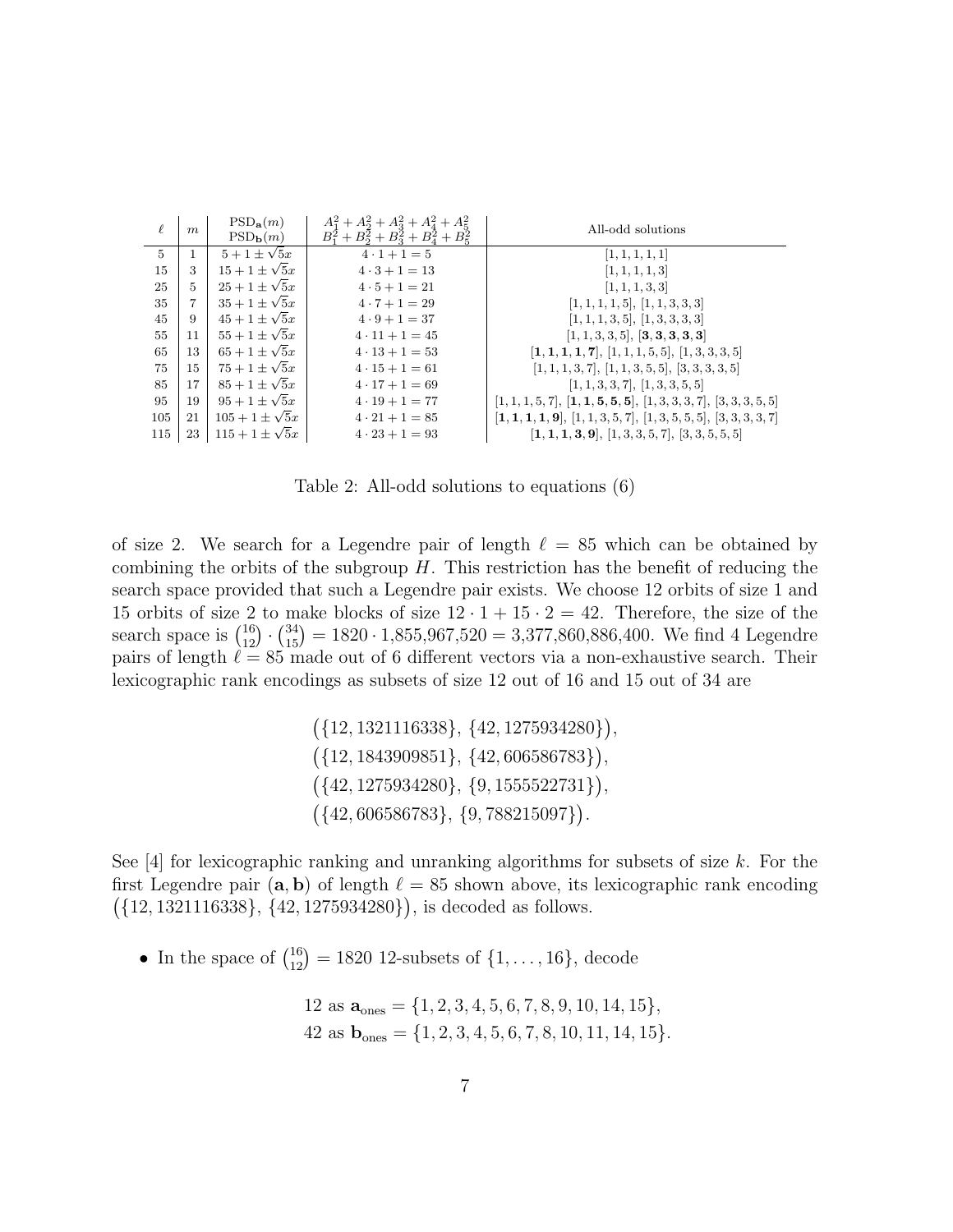| $\ell$ | $m$ | $\text{PSD}_{\mathbf{a}}(m)$ <br> $\text{PSD}_{\mathbf{b}}(m)$ | $A_1^2+A_2^2+A_3^2+A_4^2+A_5^2$ <br> $B_1^2+B_2^2+B_3^2+B_4^2+B_5^2$ | All-odd solutions |
|---|---|---|---|---|
| 5 | 1 | $5+1\pm\sqrt{5}x$ | $4\cdot 1+1=5$ | [1, 1, 1, 1, 1] |
| 15 | 3 | $15+1\pm\sqrt{5}x$ | $4\cdot 3+1=13$ | [1, 1, 1, 1, 3] |
| 25 | 5 | $25+1\pm\sqrt{5}x$ | $4\cdot 5+1=21$ | [1, 1, 1, 3, 3] |
| 35 | 7 | $35+1\pm\sqrt{5}x$ | $4\cdot 7+1=29$ | [1, 1, 1, 1, 5], [1, 1, 3, 3, 3] |
| 45 | 9 | $45+1\pm\sqrt{5}x$ | $4\cdot 9+1=37$ | [1, 1, 1, 3, 5], [1, 3, 3, 3, 3] |
| 55 | 11 | $55+1\pm\sqrt{5}x$ | $4\cdot 11+1=45$ | [1, 1, 3, 3, 5], **[3, 3, 3, 3, 3]** |
| 65 | 13 | $65+1\pm\sqrt{5}x$ | $4\cdot 13+1=53$ | **[1, 1, 1, 1, 7]**, [1, 1, 1, 5, 5], [1, 3, 3, 3, 5] |
| 75 | 15 | $75+1\pm\sqrt{5}x$ | $4\cdot 15+1=61$ | [1, 1, 1, 3, 7], [1, 1, 3, 5, 5], [3, 3, 3, 3, 5] |
| 85 | 17 | $85+1\pm\sqrt{5}x$ | $4\cdot 17+1=69$ | [1, 1, 3, 3, 7], [1, 3, 3, 5, 5] |
| 95 | 19 | $95+1\pm\sqrt{5}x$ | $4\cdot 19+1=77$ | [1, 1, 1, 5, 7], **[1, 1, 5, 5, 5]**, [1, 3, 3, 3, 7], [3, 3, 3, 5, 5] |
| 105 | 21 | $105+1\pm\sqrt{5}x$ | $4\cdot 21+1=85$ | **[1, 1, 1, 1, 9]**, [1, 1, 3, 5, 7], [1, 3, 5, 5, 5], [3, 3, 3, 3, 7] |
| 115 | 23 | $115+1\pm\sqrt{5}x$ | $4\cdot 23+1=93$ | **[1, 1, 1, 3, 9]**, [1, 3, 3, 5, 7], [3, 3, 5, 5, 5] |

Table 2: All-odd solutions to equations (6)

of size 2. We search for a Legendre pair of length $\ell = 85$ which can be obtained by combining the orbits of the subgroup $H$. This restriction has the benefit of reducing the search space provided that such a Legendre pair exists. We choose 12 orbits of size 1 and 15 orbits of size 2 to make blocks of size $12 \cdot 1 + 15 \cdot 2 = 42$. Therefore, the size of the search space is $\binom{16}{12} \cdot \binom{34}{15} = 1820 \cdot 1{,}855{,}967{,}520 = 3{,}377{,}860{,}886{,}400$. We find 4 Legendre pairs of length $\ell = 85$ made out of 6 different vectors via a non-exhaustive search. Their lexicographic rank encodings as subsets of size 12 out of 16 and 15 out of 34 are

$$\begin{aligned}
&\big(\{12, 1321116338\},\ \{42, 1275934280\}\big),\\
&\big(\{12, 1843909851\},\ \{42, 606586783\}\big),\\
&\big(\{42, 1275934280\},\ \{9, 1555522731\}\big),\\
&\big(\{42, 606586783\},\ \{9, 788215097\}\big).
\end{aligned}$$

See [4] for lexicographic ranking and unranking algorithms for subsets of size $k$. For the first Legendre pair $(\mathbf{a}, \mathbf{b})$ of length $\ell = 85$ shown above, its lexicographic rank encoding $\big(\{12, 1321116338\},\ \{42, 1275934280\}\big)$, is decoded as follows.

- In the space of $\binom{16}{12} = 1820$ 12-subsets of $\{1, \ldots, 16\}$, decode

$$\begin{aligned}
&12 \text{ as } \mathbf{a}_{\text{ones}} = \{1, 2, 3, 4, 5, 6, 7, 8, 9, 10, 14, 15\},\\
&42 \text{ as } \mathbf{b}_{\text{ones}} = \{1, 2, 3, 4, 5, 6, 7, 8, 10, 11, 14, 15\}.
\end{aligned}$$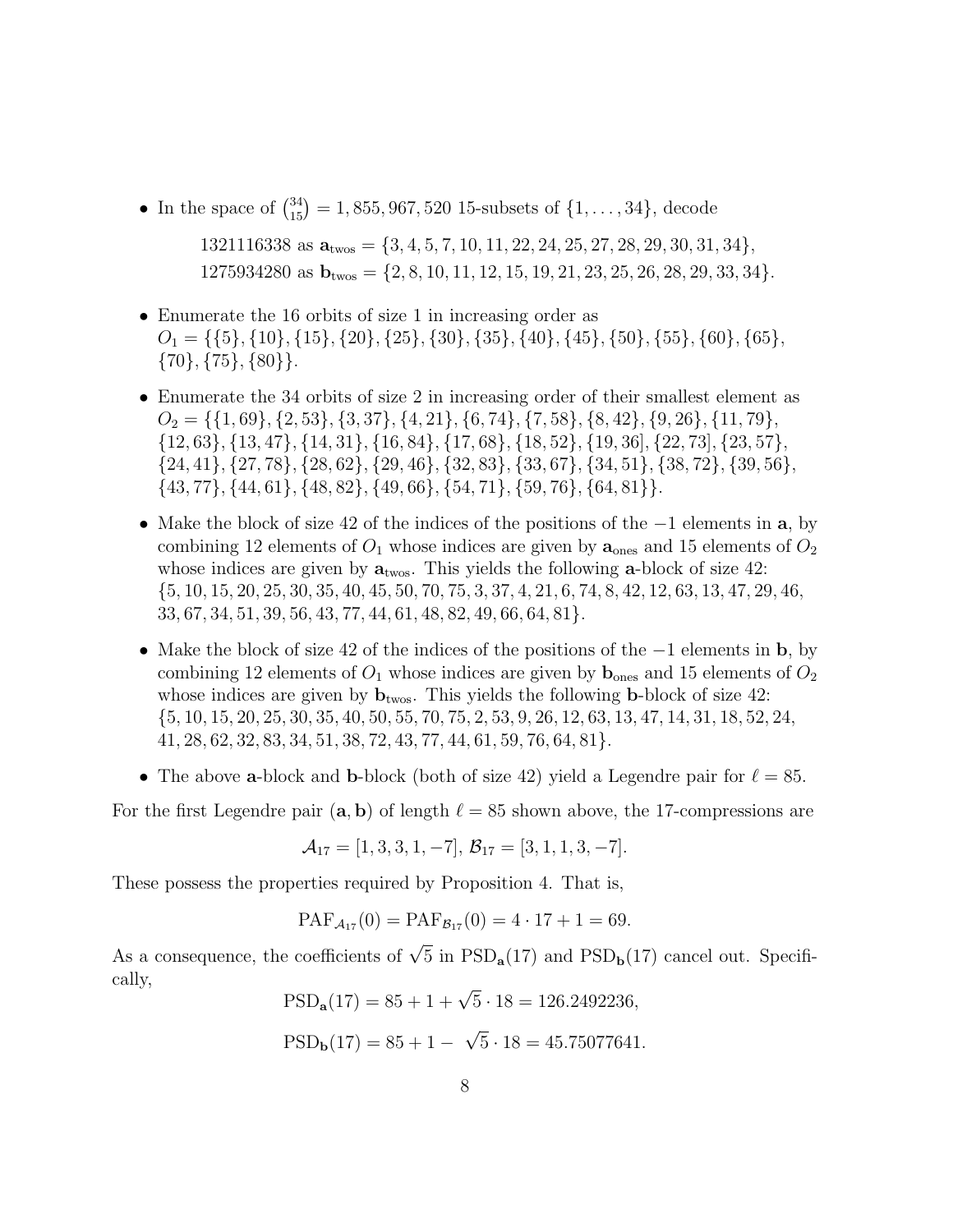- In the space of $\binom{34}{15} = 1,855,967,520$ 15-subsets of $\{1,\ldots,34\}$, decode

  $$1321116338 \text{ as } \mathbf{a}_{\text{twos}} = \{3,4,5,7,10,11,22,24,25,27,28,29,30,31,34\},$$
  $$1275934280 \text{ as } \mathbf{b}_{\text{twos}} = \{2,8,10,11,12,15,19,21,23,25,26,28,29,33,34\}.$$

- Enumerate the 16 orbits of size 1 in increasing order as $O_1 = \{\{5\},\{10\},\{15\},\{20\},\{25\},\{30\},\{35\},\{40\},\{45\},\{50\},\{55\},\{60\},\{65\},\{70\},\{75\},\{80\}\}$.

- Enumerate the 34 orbits of size 2 in increasing order of their smallest element as $O_2 = \{\{1,69\},\{2,53\},\{3,37\},\{4,21\},\{6,74\},\{7,58\},\{8,42\},\{9,26\},\{11,79\},\{12,63\},\{13,47\},\{14,31\},\{16,84\},\{17,68\},\{18,52\},\{19,36],\{22,73],\{23,57\},\{24,41\},\{27,78\},\{28,62\},\{29,46\},\{32,83\},\{33,67\},\{34,51\},\{38,72\},\{39,56\},\{43,77\},\{44,61\},\{48,82\},\{49,66\},\{54,71\},\{59,76\},\{64,81\}\}$.

- Make the block of size 42 of the indices of the positions of the $-1$ elements in $\mathbf{a}$, by combining 12 elements of $O_1$ whose indices are given by $\mathbf{a}_{\text{ones}}$ and 15 elements of $O_2$ whose indices are given by $\mathbf{a}_{\text{twos}}$. This yields the following $\mathbf{a}$-block of size 42: $\{5,10,15,20,25,30,35,40,45,50,70,75,3,37,4,21,6,74,8,42,12,63,13,47,29,46,33,67,34,51,39,56,43,77,44,61,48,82,49,66,64,81\}$.

- Make the block of size 42 of the indices of the positions of the $-1$ elements in $\mathbf{b}$, by combining 12 elements of $O_1$ whose indices are given by $\mathbf{b}_{\text{ones}}$ and 15 elements of $O_2$ whose indices are given by $\mathbf{b}_{\text{twos}}$. This yields the following $\mathbf{b}$-block of size 42: $\{5,10,15,20,25,30,35,40,50,55,70,75,2,53,9,26,12,63,13,47,14,31,18,52,24,41,28,62,32,83,34,51,38,72,43,77,44,61,59,76,64,81\}$.

- The above $\mathbf{a}$-block and $\mathbf{b}$-block (both of size 42) yield a Legendre pair for $\ell = 85$.

For the first Legendre pair $(\mathbf{a},\mathbf{b})$ of length $\ell = 85$ shown above, the 17-compressions are

$$\mathcal{A}_{17} = [1,3,3,1,-7],\ \mathcal{B}_{17} = [3,1,1,3,-7].$$

These possess the properties required by Proposition 4. That is,

$$\text{PAF}_{\mathcal{A}_{17}}(0) = \text{PAF}_{\mathcal{B}_{17}}(0) = 4 \cdot 17 + 1 = 69.$$

As a consequence, the coefficients of $\sqrt{5}$ in $\text{PSD}_{\mathbf{a}}(17)$ and $\text{PSD}_{\mathbf{b}}(17)$ cancel out. Specifically,

$$\text{PSD}_{\mathbf{a}}(17) = 85 + 1 + \sqrt{5} \cdot 18 = 126.2492236,$$

$$\text{PSD}_{\mathbf{b}}(17) = 85 + 1 - \sqrt{5} \cdot 18 = 45.75077641.$$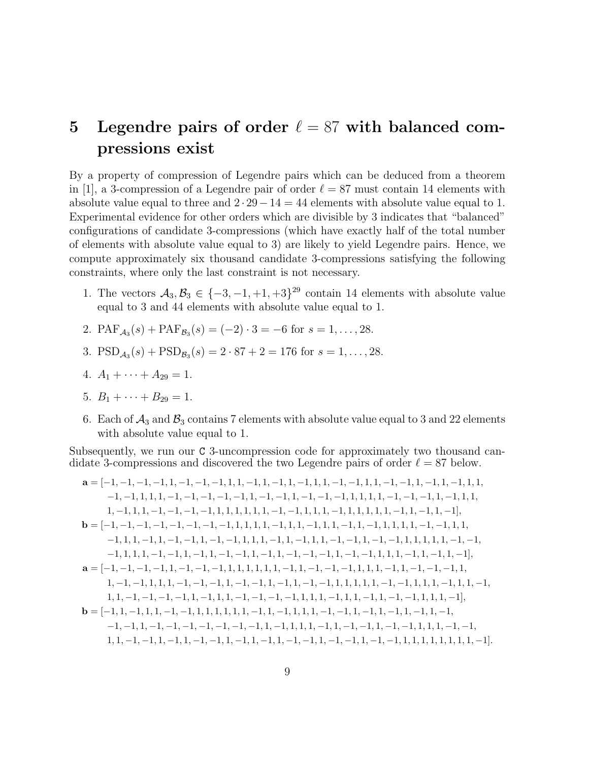# 5 Legendre pairs of order $\ell = 87$ with balanced compressions exist

By a property of compression of Legendre pairs which can be deduced from a theorem in [1], a 3-compression of a Legendre pair of order $\ell = 87$ must contain 14 elements with absolute value equal to three and $2 \cdot 29 - 14 = 44$ elements with absolute value equal to 1. Experimental evidence for other orders which are divisible by 3 indicates that "balanced" configurations of candidate 3-compressions (which have exactly half of the total number of elements with absolute value equal to 3) are likely to yield Legendre pairs. Hence, we compute approximately six thousand candidate 3-compressions satisfying the following constraints, where only the last constraint is not necessary.

1. The vectors $\mathcal{A}_3, \mathcal{B}_3 \in \{-3, -1, +1, +3\}^{29}$ contain 14 elements with absolute value equal to 3 and 44 elements with absolute value equal to 1.
2. $\mathrm{PAF}_{\mathcal{A}_3}(s) + \mathrm{PAF}_{\mathcal{B}_3}(s) = (-2) \cdot 3 = -6$ for $s = 1, \ldots, 28$.
3. $\mathrm{PSD}_{\mathcal{A}_3}(s) + \mathrm{PSD}_{\mathcal{B}_3}(s) = 2 \cdot 87 + 2 = 176$ for $s = 1, \ldots, 28$.
4. $A_1 + \cdots + A_{29} = 1$.
5. $B_1 + \cdots + B_{29} = 1$.
6. Each of $\mathcal{A}_3$ and $\mathcal{B}_3$ contains 7 elements with absolute value equal to 3 and 22 elements with absolute value equal to 1.

Subsequently, we run our `C` 3-uncompression code for approximately two thousand candidate 3-compressions and discovered the two Legendre pairs of order $\ell = 87$ below.

$$
\begin{aligned}
\mathbf{a} = [&-1,-1,-1,-1,1,-1,-1,-1,1,1,-1,1,-1,1,-1,1,1,-1,-1,1,1,-1,-1,1,-1,1,-1,1,1,\\
&-1,-1,1,1,-1,-1,-1,-1,-1,1,-1,-1,1,-1,-1,-1,1,1,1,1,-1,-1,-1,1,-1,1,1,\\
&1,-1,1,1,-1,-1,-1,-1,1,1,1,1,1,1,-1,-1,1,1,1,-1,1,1,1,1,1,-1,1,-1,1,-1],
\end{aligned}
$$

$$
\begin{aligned}
\mathbf{b} = [&-1,-1,-1,-1,-1,-1,-1,-1,1,1,1,1,-1,1,1,-1,1,1,-1,1,-1,1,1,1,1,-1,-1,1,1,\\
&-1,1,1,-1,1,-1,-1,1,-1,-1,1,1,1,-1,1,-1,1,1,-1,-1,1,-1,-1,1,1,1,1,1,-1,-1,\\
&-1,1,1,1,-1,-1,1,-1,1,-1,-1,1,-1,1,-1,-1,-1,1,-1,-1,1,1,1,-1,1,-1,1,-1],
\end{aligned}
$$

$$
\begin{aligned}
\mathbf{a} = [&-1,-1,-1,-1,1,-1,-1,-1,1,1,1,1,1,1,-1,1,-1,-1,-1,1,1,1,-1,1,-1,-1,-1,1,1,\\
&1,-1,-1,1,1,1,-1,-1,-1,1,-1,-1,1,-1,1,-1,-1,1,1,1,1,1,-1,-1,1,1,1,-1,1,1,-1,\\
&1,1,-1,-1,-1,-1,1,-1,1,1,-1,-1,-1,-1,1,1,1,-1,1,1,-1,1,-1,-1,1,1,1,-1],
\end{aligned}
$$

$$
\begin{aligned}
\mathbf{b} = [&-1,1,-1,1,1,-1,-1,1,1,1,1,1,1,-1,1,-1,1,1,1,-1,-1,1,-1,1,-1,1,-1,1,-1,\\
&-1,-1,1,-1,-1,-1,-1,-1,-1,-1,1,-1,1,1,1,-1,1,-1,-1,1,-1,-1,1,1,1,-1,-1,\\
&1,1,-1,-1,1,-1,1,-1,-1,1,-1,1,-1,1,-1,-1,1,-1,-1,1,-1,1,-1,-1,1,1,1,1,1,1,1,1,-1].
\end{aligned}
$$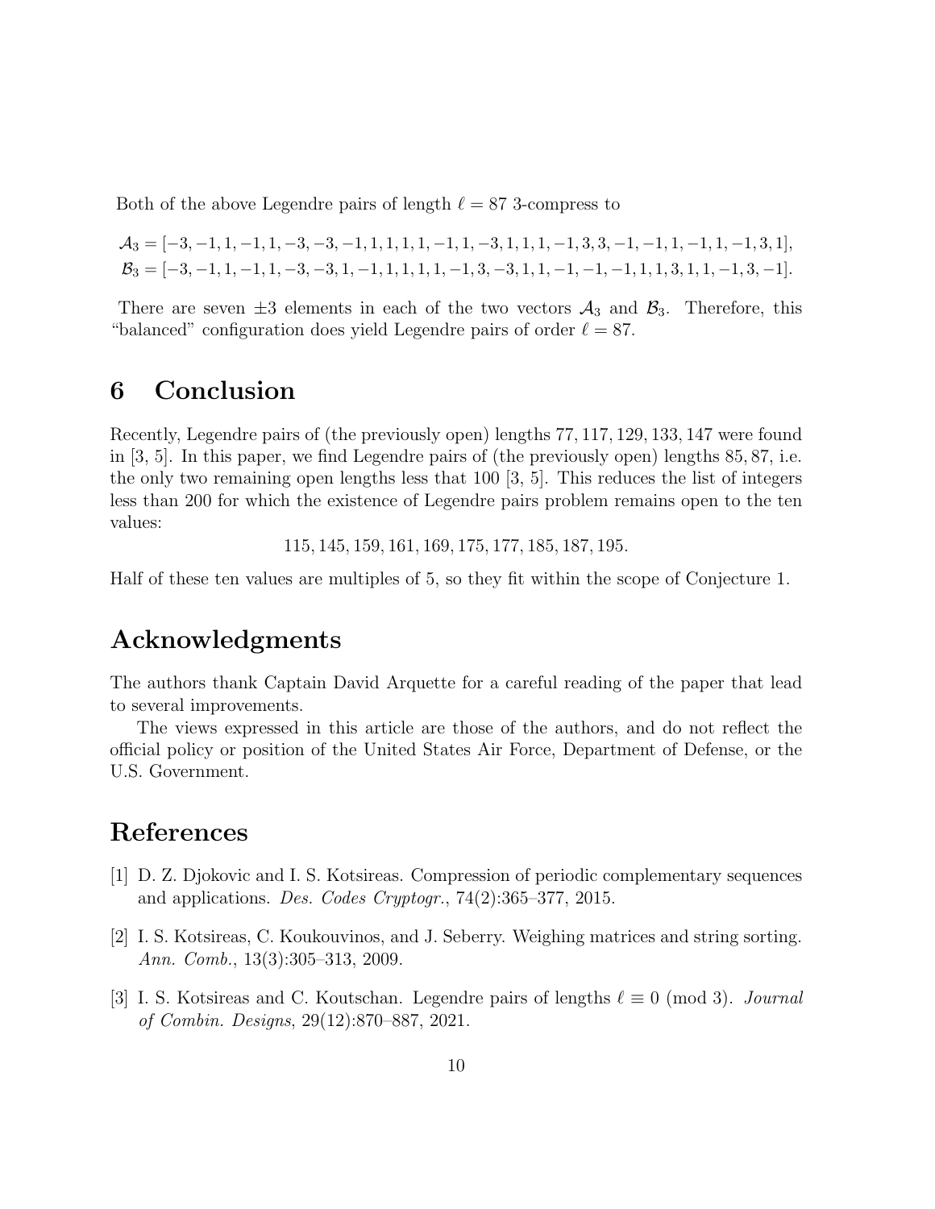Both of the above Legendre pairs of length $\ell = 87$ 3-compress to

$$\mathcal{A}_3 = [-3, -1, 1, -1, 1, -3, -3, -1, 1, 1, 1, 1, -1, 1, -3, 1, 1, 1, -1, 3, 3, -1, -1, 1, -1, 1, -1, 3, 1],$$
$$\mathcal{B}_3 = [-3, -1, 1, -1, 1, -3, -3, 1, -1, 1, 1, 1, 1, -1, 3, -3, 1, 1, -1, -1, -1, 1, 1, 3, 1, 1, -1, 3, -1].$$

There are seven $\pm 3$ elements in each of the two vectors $\mathcal{A}_3$ and $\mathcal{B}_3$. Therefore, this "balanced" configuration does yield Legendre pairs of order $\ell = 87$.

# 6 Conclusion

Recently, Legendre pairs of (the previously open) lengths 77, 117, 129, 133, 147 were found in [3, 5]. In this paper, we find Legendre pairs of (the previously open) lengths 85, 87, i.e. the only two remaining open lengths less that 100 [3, 5]. This reduces the list of integers less than 200 for which the existence of Legendre pairs problem remains open to the ten values:

$$115, 145, 159, 161, 169, 175, 177, 185, 187, 195.$$

Half of these ten values are multiples of 5, so they fit within the scope of Conjecture 1.

# Acknowledgments

The authors thank Captain David Arquette for a careful reading of the paper that lead to several improvements.

The views expressed in this article are those of the authors, and do not reflect the official policy or position of the United States Air Force, Department of Defense, or the U.S. Government.

# References

[1] D. Z. Djokovic and I. S. Kotsireas. Compression of periodic complementary sequences and applications. *Des. Codes Cryptogr.*, 74(2):365–377, 2015.

[2] I. S. Kotsireas, C. Koukouvinos, and J. Seberry. Weighing matrices and string sorting. *Ann. Comb.*, 13(3):305–313, 2009.

[3] I. S. Kotsireas and C. Koutschan. Legendre pairs of lengths $\ell \equiv 0 \pmod 3$. *Journal of Combin. Designs*, 29(12):870–887, 2021.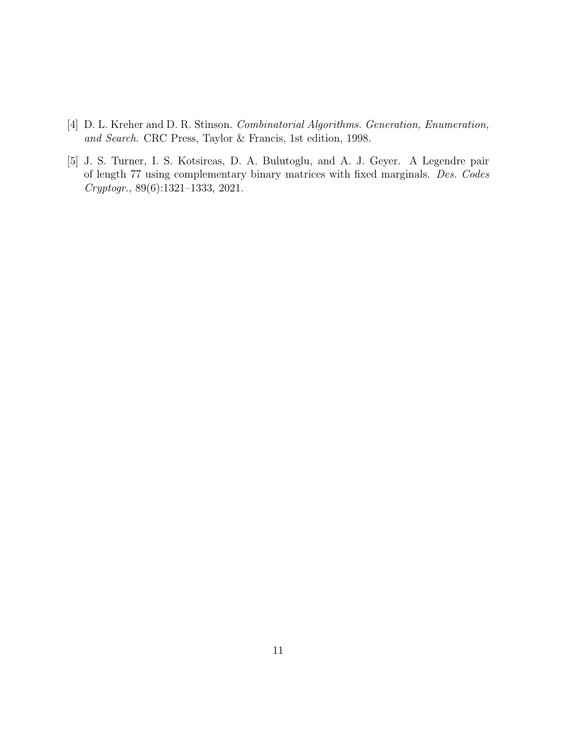[4] D. L. Kreher and D. R. Stinson. *Combinatorial Algorithms. Generation, Enumeration, and Search*. CRC Press, Taylor & Francis, 1st edition, 1998.

[5] J. S. Turner, I. S. Kotsireas, D. A. Bulutoglu, and A. J. Geyer. A Legendre pair of length 77 using complementary binary matrices with fixed marginals. *Des. Codes Cryptogr.*, 89(6):1321–1333, 2021.